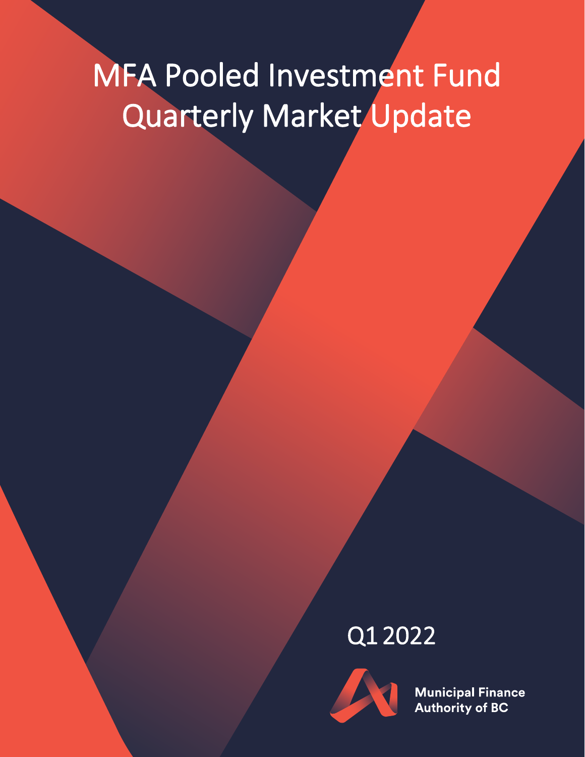# MFA Pooled Investment Fund Quarterly Market Update

Q1 2022

Municipal Finance Authority of BC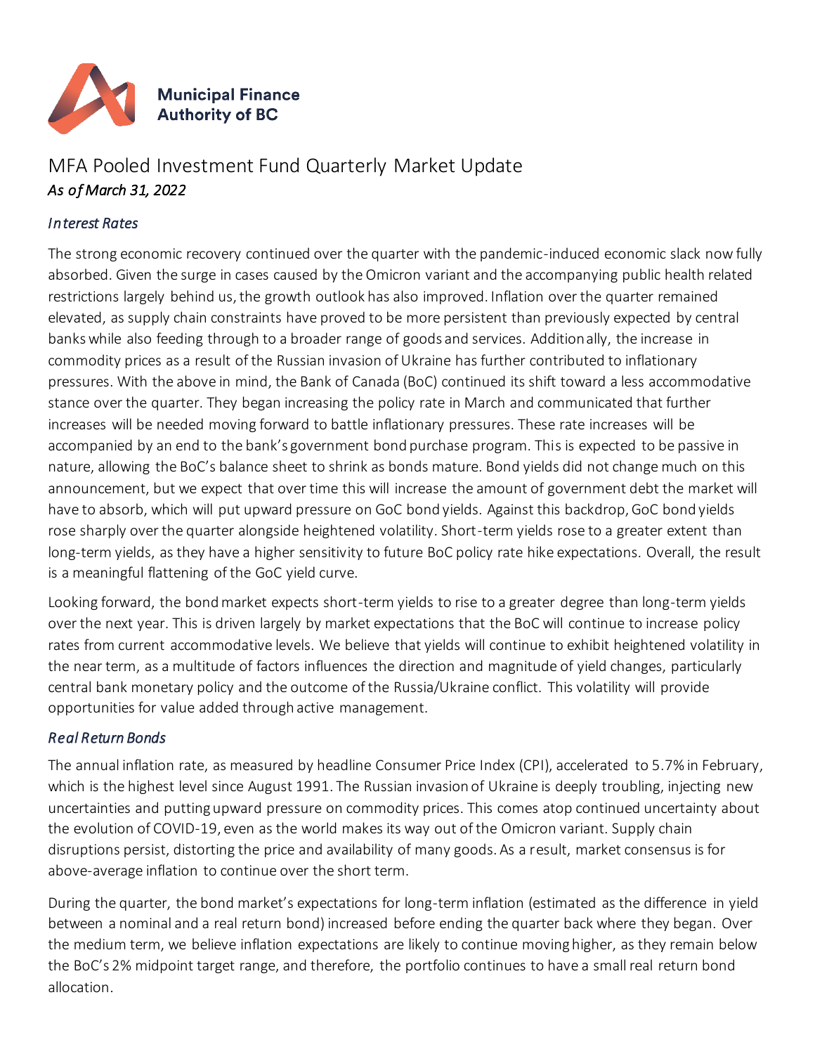**Municipal Finance Authority of BC**

# MFA Pooled Investment Fund Quarterly Market Update

*As of March 31, 2022*

## *Interest Rates*

The strong economic recovery continued over the quarter with the pandemic-induced economic slack now fully absorbed. Given the surge in cases caused by the Omicron variant and the accompanying public health related restrictions largely behind us, the growth outlook has also improved. Inflation over the quarter remained elevated, as supply chain constraints have proved to be more persistent than previously expected by central banks while also feeding through to a broader range of goods and services. Additionally, the increase in commodity prices as a result of the Russian invasion of Ukraine has further contributed to inflationary pressures. With the above in mind, the Bank of Canada (BoC) continued its shift toward a less accommodative stance over the quarter. They began increasing the policy rate in March and communicated that further increases will be needed moving forward to battle inflationary pressures. These rate increases will be accompanied by an end to the bank's government bond purchase program. This is expected to be passive in nature, allowing the BoC's balance sheet to shrink as bonds mature. Bond yields did not change much on this announcement, but we expect that over time this will increase the amount of government debt the market will have to absorb, which will put upward pressure on GoC bond yields. Against this backdrop, GoC bond yields rose sharply over the quarter alongside heightened volatility. Short-term yields rose to a greater extent than long-term yields, as they have a higher sensitivity to future BoC policy rate hike expectations. Overall, the result is a meaningful flattening of the GoC yield curve.

Looking forward, the bond market expects short-term yields to rise to a greater degree than long-term yields over the next year. This is driven largely by market expectations that the BoC will continue to increase policy rates from current accommodative levels. We believe that yields will continue to exhibit heightened volatility in the near term, as a multitude of factors influences the direction and magnitude of yield changes, particularly central bank monetary policy and the outcome of the Russia/Ukraine conflict. This volatility will provide opportunities for value added through active management.

## *Real Return Bonds*

The annual inflation rate, as measured by headline Consumer Price Index (CPI), accelerated to 5.7% in February, which is the highest level since August 1991. The Russian invasion of Ukraine is deeply troubling, injecting new uncertainties and putting upward pressure on commodity prices. This comes atop continued uncertainty about the evolution of COVID-19, even as the world makes its way out of the Omicron variant. Supply chain disruptions persist, distorting the price and availability of many goods. As a result, market consensus is for above-average inflation to continue over the short term.

During the quarter, the bond market's expectations for long-term inflation (estimated as the difference in yield between a nominal and a real return bond) increased before ending the quarter back where they began. Over the medium term, we believe inflation expectations are likely to continue moving higher, as they remain below the BoC's 2% midpoint target range, and therefore, the portfolio continues to have a small real return bond allocation.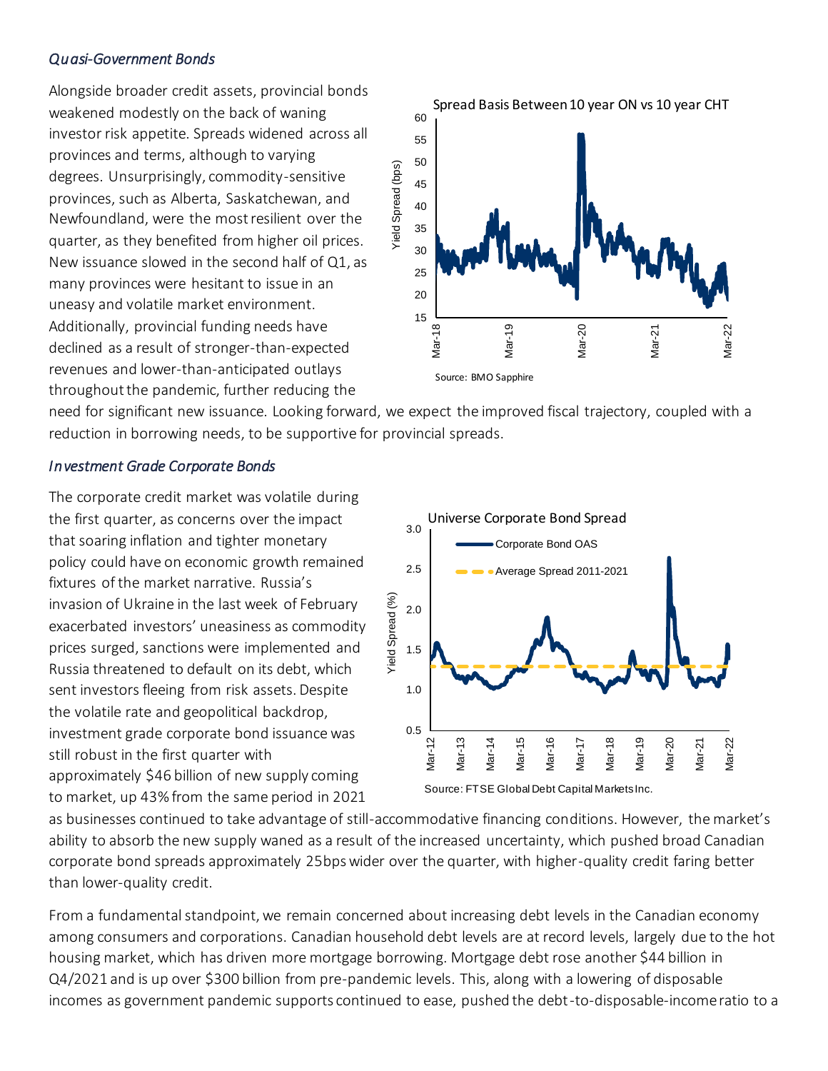### *Quasi-Government Bonds*

Alongside broader credit assets, provincial bonds weakened modestly on the back of waning investor risk appetite. Spreads widened across all provinces and terms, although to varying degrees. Unsurprisingly, commodity-sensitive provinces, such as Alberta, Saskatchewan, and Newfoundland, were the most resilient over the quarter, as they benefited from higher oil prices. New issuance slowed in the second half of Q1, as many provinces were hesitant to issue in an uneasy and volatile market environment. Additionally, provincial funding needs have declined as a result of stronger-than-expected revenues and lower-than-anticipated outlays throughout the pandemic, further reducing the need for significant new issuance. Looking forward, we expect the improved fiscal trajectory, coupled with a reduction in borrowing needs, to be supportive for provincial spreads.

Spread Basis Between 10 year ON vs 10 year CHT

Source: BMO Sapphire

### *Investment Grade Corporate Bonds*

The corporate credit market was volatile during the first quarter, as concerns over the impact that soaring inflation and tighter monetary policy could have on economic growth remained fixtures of the market narrative. Russia's invasion of Ukraine in the last week of February exacerbated investors' uneasiness as commodity prices surged, sanctions were implemented and Russia threatened to default on its debt, which sent investors fleeing from risk assets. Despite the volatile rate and geopolitical backdrop, investment grade corporate bond issuance was still robust in the first quarter with approximately $46 billion of new supply coming to market, up 43% from the same period in 2021 as businesses continued to take advantage of still-accommodative financing conditions. However, the market's ability to absorb the new supply waned as a result of the increased uncertainty, which pushed broad Canadian corporate bond spreads approximately 25bps wider over the quarter, with higher-quality credit faring better than lower-quality credit.

Universe Corporate Bond Spread

Source: FTSE Global Debt Capital Markets Inc.

From a fundamental standpoint, we remain concerned about increasing debt levels in the Canadian economy among consumers and corporations. Canadian household debt levels are at record levels, largely due to the hot housing market, which has driven more mortgage borrowing. Mortgage debt rose another $44 billion in Q4/2021 and is up over $300 billion from pre-pandemic levels. This, along with a lowering of disposable incomes as government pandemic supports continued to ease, pushed the debt-to-disposable-income ratio to a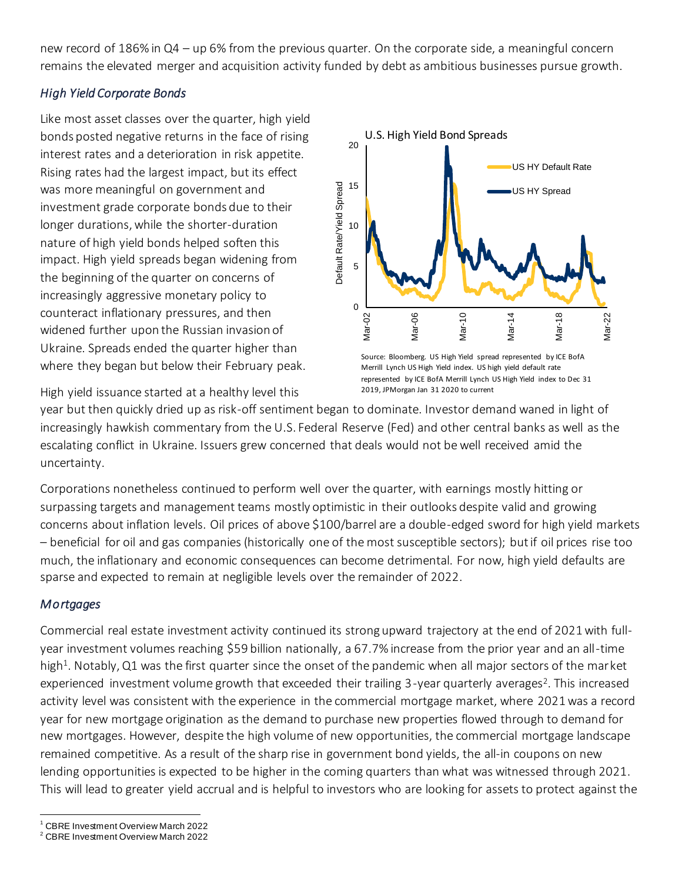new record of 186% in Q4 – up 6% from the previous quarter. On the corporate side, a meaningful concern remains the elevated merger and acquisition activity funded by debt as ambitious businesses pursue growth.

### *High Yield Corporate Bonds*

Like most asset classes over the quarter, high yield bonds posted negative returns in the face of rising interest rates and a deterioration in risk appetite. Rising rates had the largest impact, but its effect was more meaningful on government and investment grade corporate bonds due to their longer durations, while the shorter-duration nature of high yield bonds helped soften this impact. High yield spreads began widening from the beginning of the quarter on concerns of increasingly aggressive monetary policy to counteract inflationary pressures, and then widened further upon the Russian invasion of Ukraine. Spreads ended the quarter higher than where they began but below their February peak.

Source: Bloomberg. US High Yield spread represented by ICE BofA Merrill Lynch US High Yield index. US high yield default rate represented by ICE BofA Merrill Lynch US High Yield index to Dec 31 2019, JPMorgan Jan 31 2020 to current

High yield issuance started at a healthy level this year but then quickly dried up as risk-off sentiment began to dominate. Investor demand waned in light of increasingly hawkish commentary from the U.S. Federal Reserve (Fed) and other central banks as well as the escalating conflict in Ukraine. Issuers grew concerned that deals would not be well received amid the uncertainty.

Corporations nonetheless continued to perform well over the quarter, with earnings mostly hitting or surpassing targets and management teams mostly optimistic in their outlooks despite valid and growing concerns about inflation levels. Oil prices of above $100/barrel are a double-edged sword for high yield markets – beneficial for oil and gas companies (historically one of the most susceptible sectors); but if oil prices rise too much, the inflationary and economic consequences can become detrimental. For now, high yield defaults are sparse and expected to remain at negligible levels over the remainder of 2022.

### *Mortgages*

Commercial real estate investment activity continued its strong upward trajectory at the end of 2021 with full-year investment volumes reaching $59 billion nationally, a 67.7% increase from the prior year and an all-time high[1]. Notably, Q1 was the first quarter since the onset of the pandemic when all major sectors of the market experienced investment volume growth that exceeded their trailing 3-year quarterly averages[2]. This increased activity level was consistent with the experience in the commercial mortgage market, where 2021 was a record year for new mortgage origination as the demand to purchase new properties flowed through to demand for new mortgages. However, despite the high volume of new opportunities, the commercial mortgage landscape remained competitive. As a result of the sharp rise in government bond yields, the all-in coupons on new lending opportunities is expected to be higher in the coming quarters than what was witnessed through 2021. This will lead to greater yield accrual and is helpful to investors who are looking for assets to protect against the

[1] CBRE Investment Overview March 2022

[2] CBRE Investment Overview March 2022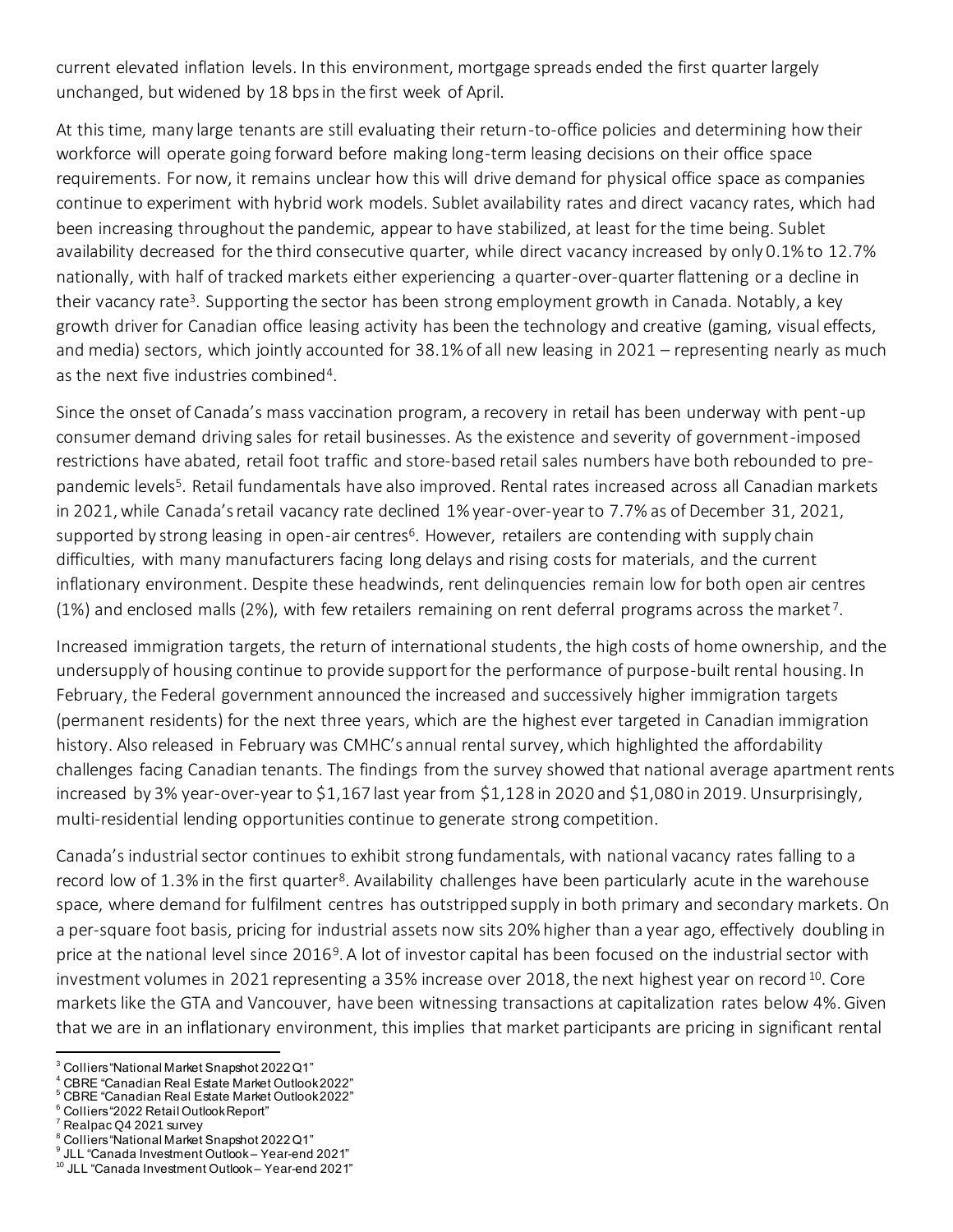current elevated inflation levels. In this environment, mortgage spreads ended the first quarter largely unchanged, but widened by 18 bps in the first week of April.

At this time, many large tenants are still evaluating their return-to-office policies and determining how their workforce will operate going forward before making long-term leasing decisions on their office space requirements. For now, it remains unclear how this will drive demand for physical office space as companies continue to experiment with hybrid work models. Sublet availability rates and direct vacancy rates, which had been increasing throughout the pandemic, appear to have stabilized, at least for the time being. Sublet availability decreased for the third consecutive quarter, while direct vacancy increased by only 0.1% to 12.7% nationally, with half of tracked markets either experiencing a quarter-over-quarter flattening or a decline in their vacancy rate[3]. Supporting the sector has been strong employment growth in Canada. Notably, a key growth driver for Canadian office leasing activity has been the technology and creative (gaming, visual effects, and media) sectors, which jointly accounted for 38.1% of all new leasing in 2021 – representing nearly as much as the next five industries combined[4].

Since the onset of Canada's mass vaccination program, a recovery in retail has been underway with pent-up consumer demand driving sales for retail businesses. As the existence and severity of government-imposed restrictions have abated, retail foot traffic and store-based retail sales numbers have both rebounded to pre-pandemic levels[5]. Retail fundamentals have also improved. Rental rates increased across all Canadian markets in 2021, while Canada's retail vacancy rate declined 1% year-over-year to 7.7% as of December 31, 2021, supported by strong leasing in open-air centres[6]. However, retailers are contending with supply chain difficulties, with many manufacturers facing long delays and rising costs for materials, and the current inflationary environment. Despite these headwinds, rent delinquencies remain low for both open air centres (1%) and enclosed malls (2%), with few retailers remaining on rent deferral programs across the market[7].

Increased immigration targets, the return of international students, the high costs of home ownership, and the undersupply of housing continue to provide support for the performance of purpose-built rental housing. In February, the Federal government announced the increased and successively higher immigration targets (permanent residents) for the next three years, which are the highest ever targeted in Canadian immigration history. Also released in February was CMHC's annual rental survey, which highlighted the affordability challenges facing Canadian tenants. The findings from the survey showed that national average apartment rents increased by 3% year-over-year to $1,167 last year from $1,128 in 2020 and $1,080 in 2019. Unsurprisingly, multi-residential lending opportunities continue to generate strong competition.

Canada's industrial sector continues to exhibit strong fundamentals, with national vacancy rates falling to a record low of 1.3% in the first quarter[8]. Availability challenges have been particularly acute in the warehouse space, where demand for fulfilment centres has outstripped supply in both primary and secondary markets. On a per-square foot basis, pricing for industrial assets now sits 20% higher than a year ago, effectively doubling in price at the national level since 2016[9]. A lot of investor capital has been focused on the industrial sector with investment volumes in 2021 representing a 35% increase over 2018, the next highest year on record[10]. Core markets like the GTA and Vancouver, have been witnessing transactions at capitalization rates below 4%. Given that we are in an inflationary environment, this implies that market participants are pricing in significant rental

---

[3] Colliers "National Market Snapshot 2022 Q1"
[4] CBRE "Canadian Real Estate Market Outlook 2022"
[5] CBRE "Canadian Real Estate Market Outlook 2022"
[6] Colliers "2022 Retail Outlook Report"
[7] Realpac Q4 2021 survey
[8] Colliers "National Market Snapshot 2022 Q1"
[9] JLL "Canada Investment Outlook – Year-end 2021"
[10] JLL "Canada Investment Outlook – Year-end 2021"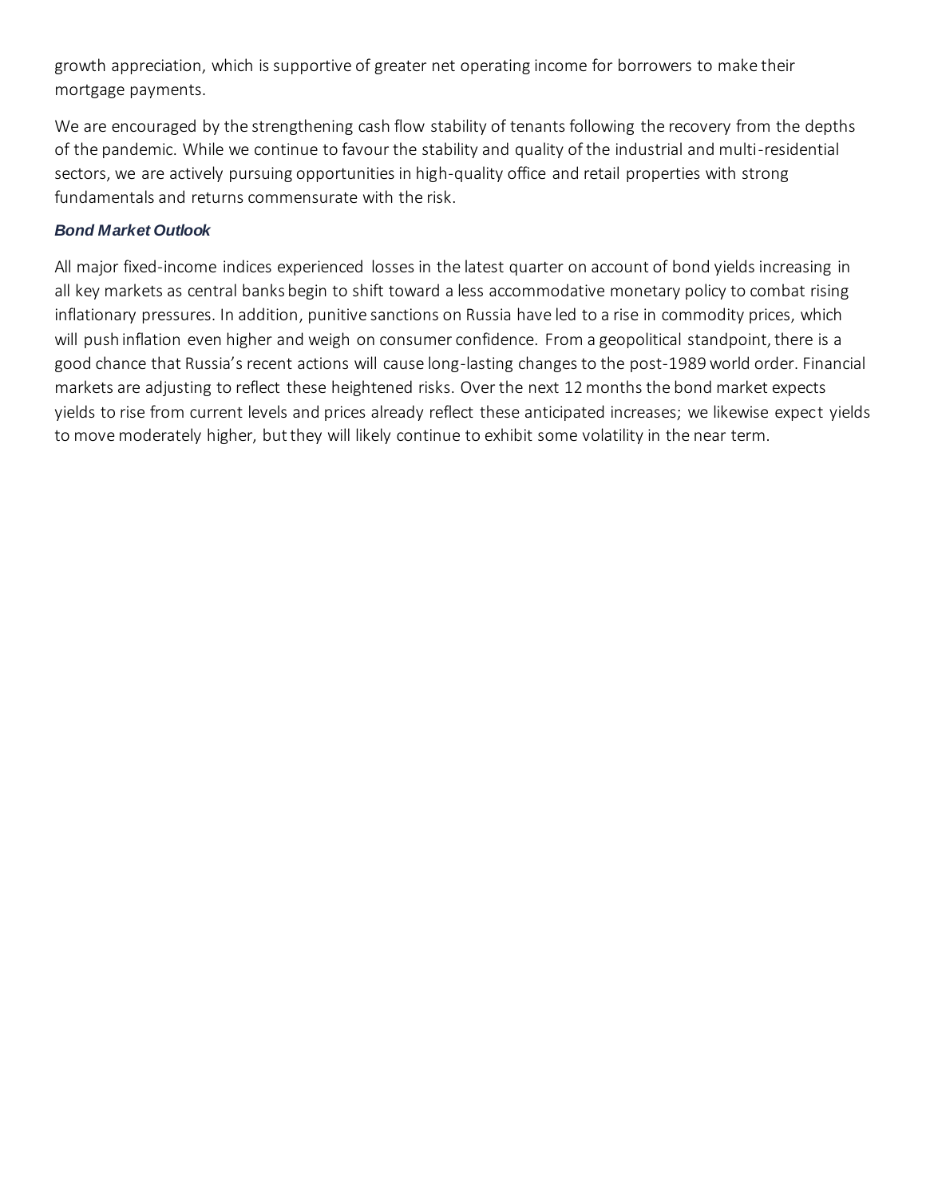growth appreciation, which is supportive of greater net operating income for borrowers to make their mortgage payments.

We are encouraged by the strengthening cash flow stability of tenants following the recovery from the depths of the pandemic. While we continue to favour the stability and quality of the industrial and multi-residential sectors, we are actively pursuing opportunities in high-quality office and retail properties with strong fundamentals and returns commensurate with the risk.

***Bond Market Outlook***

All major fixed-income indices experienced losses in the latest quarter on account of bond yields increasing in all key markets as central banks begin to shift toward a less accommodative monetary policy to combat rising inflationary pressures. In addition, punitive sanctions on Russia have led to a rise in commodity prices, which will push inflation even higher and weigh on consumer confidence. From a geopolitical standpoint, there is a good chance that Russia's recent actions will cause long-lasting changes to the post-1989 world order. Financial markets are adjusting to reflect these heightened risks. Over the next 12 months the bond market expects yields to rise from current levels and prices already reflect these anticipated increases; we likewise expect yields to move moderately higher, but they will likely continue to exhibit some volatility in the near term.